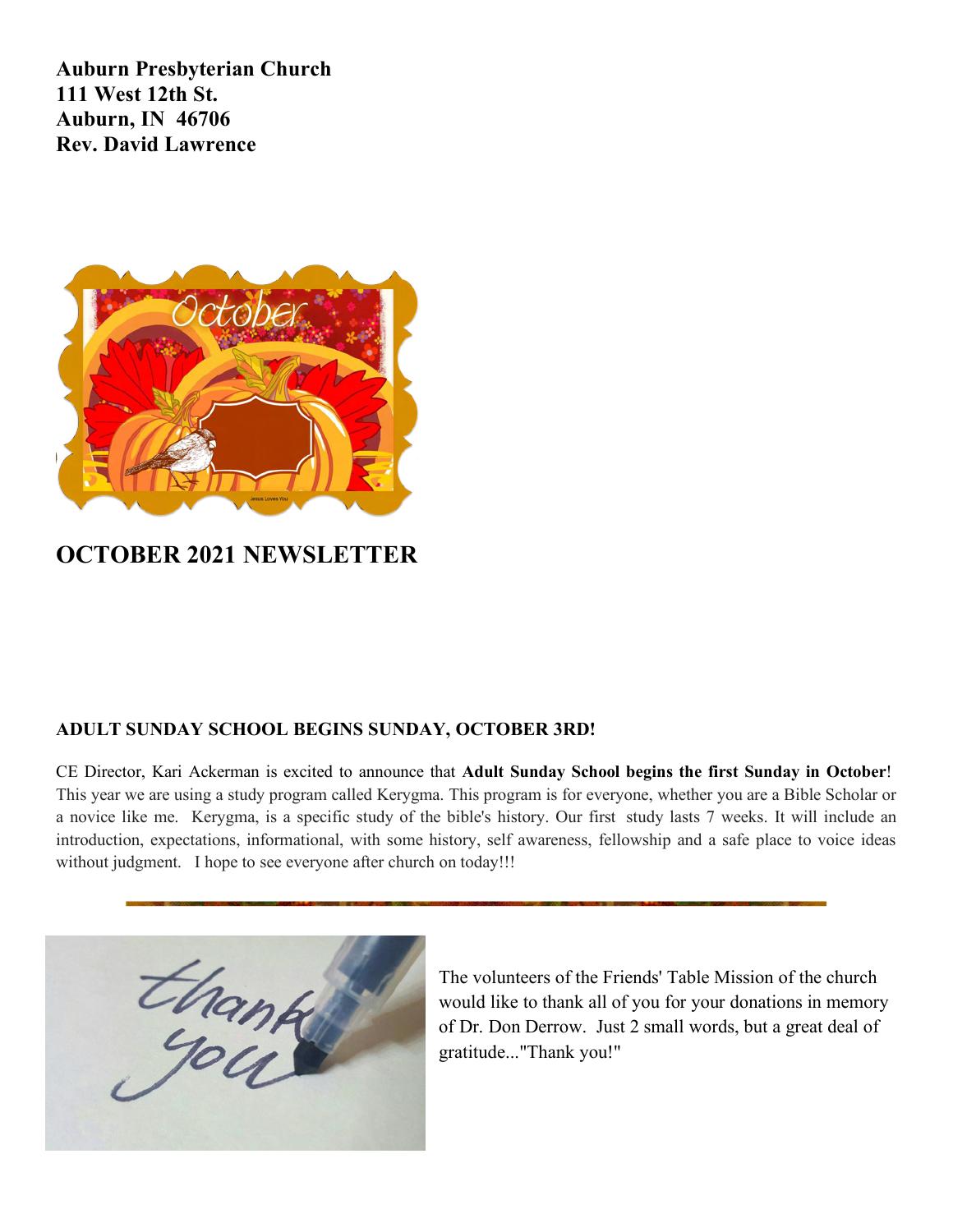**Auburn Presbyterian Church**
**111 West 12th St.**
**Auburn, IN 46706**
**Rev. David Lawrence**

# OCTOBER 2021 NEWSLETTER

### ADULT SUNDAY SCHOOL BEGINS SUNDAY, OCTOBER 3RD!

CE Director, Kari Ackerman is excited to announce that **Adult Sunday School begins the first Sunday in October**! This year we are using a study program called Kerygma. This program is for everyone, whether you are a Bible Scholar or a novice like me. Kerygma, is a specific study of the bible's history. Our first study lasts 7 weeks. It will include an introduction, expectations, informational, with some history, self awareness, fellowship and a safe place to voice ideas without judgment. I hope to see everyone after church on today!!!

---

The volunteers of the Friends' Table Mission of the church would like to thank all of you for your donations in memory of Dr. Don Derrow. Just 2 small words, but a great deal of gratitude..."Thank you!"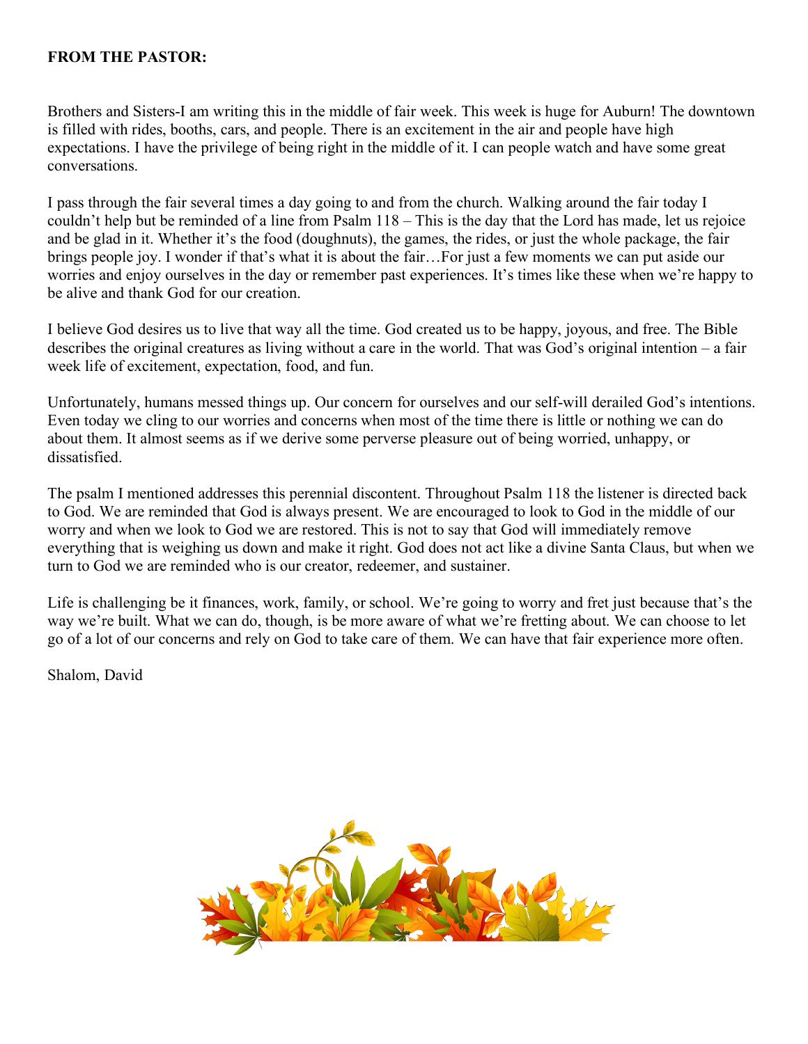**FROM THE PASTOR:**

Brothers and Sisters-I am writing this in the middle of fair week. This week is huge for Auburn! The downtown is filled with rides, booths, cars, and people. There is an excitement in the air and people have high expectations. I have the privilege of being right in the middle of it. I can people watch and have some great conversations.

I pass through the fair several times a day going to and from the church. Walking around the fair today I couldn't help but be reminded of a line from Psalm 118 – This is the day that the Lord has made, let us rejoice and be glad in it. Whether it's the food (doughnuts), the games, the rides, or just the whole package, the fair brings people joy. I wonder if that's what it is about the fair…For just a few moments we can put aside our worries and enjoy ourselves in the day or remember past experiences. It's times like these when we're happy to be alive and thank God for our creation.

I believe God desires us to live that way all the time. God created us to be happy, joyous, and free. The Bible describes the original creatures as living without a care in the world. That was God's original intention – a fair week life of excitement, expectation, food, and fun.

Unfortunately, humans messed things up. Our concern for ourselves and our self-will derailed God's intentions. Even today we cling to our worries and concerns when most of the time there is little or nothing we can do about them. It almost seems as if we derive some perverse pleasure out of being worried, unhappy, or dissatisfied.

The psalm I mentioned addresses this perennial discontent. Throughout Psalm 118 the listener is directed back to God. We are reminded that God is always present. We are encouraged to look to God in the middle of our worry and when we look to God we are restored. This is not to say that God will immediately remove everything that is weighing us down and make it right. God does not act like a divine Santa Claus, but when we turn to God we are reminded who is our creator, redeemer, and sustainer.

Life is challenging be it finances, work, family, or school. We're going to worry and fret just because that's the way we're built. What we can do, though, is be more aware of what we're fretting about. We can choose to let go of a lot of our concerns and rely on God to take care of them. We can have that fair experience more often.

Shalom, David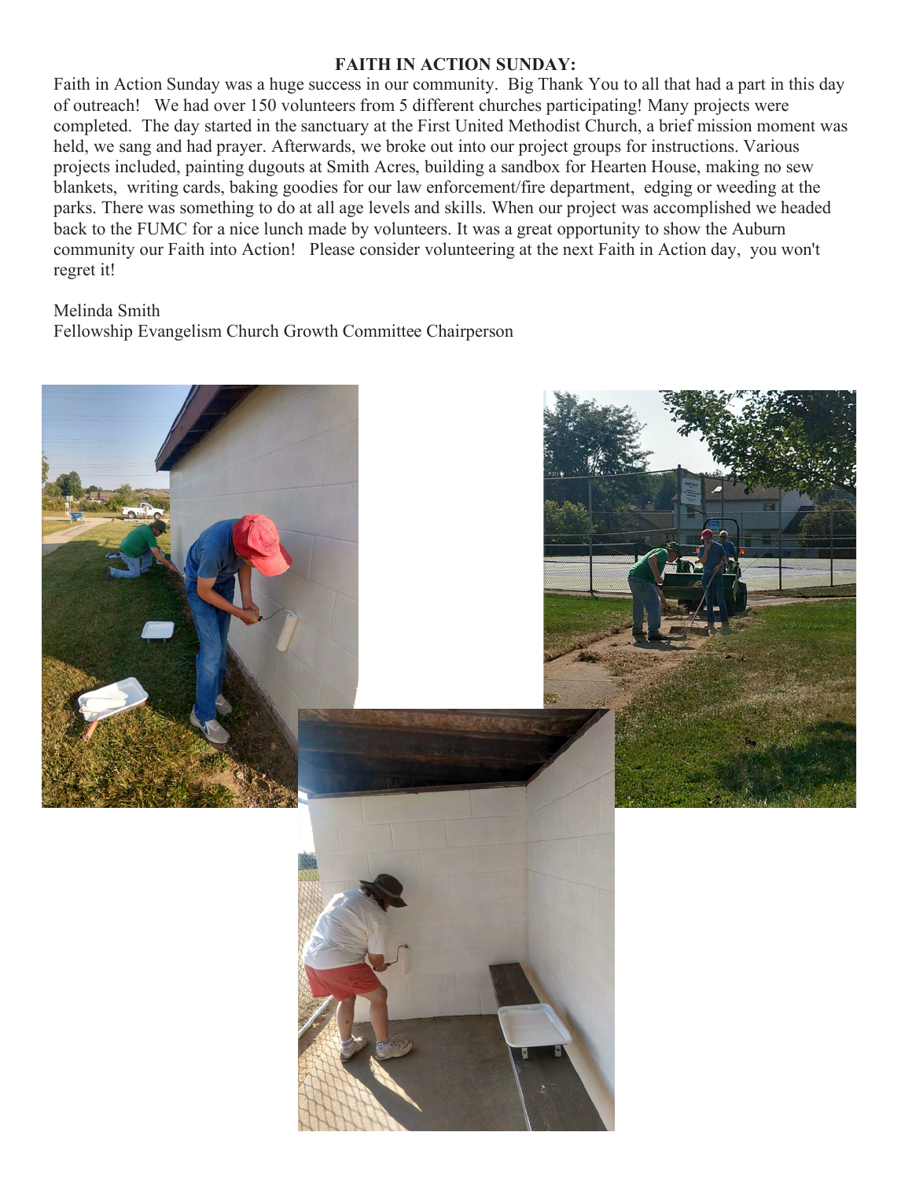**FAITH IN ACTION SUNDAY:**

Faith in Action Sunday was a huge success in our community. Big Thank You to all that had a part in this day of outreach! We had over 150 volunteers from 5 different churches participating! Many projects were completed. The day started in the sanctuary at the First United Methodist Church, a brief mission moment was held, we sang and had prayer. Afterwards, we broke out into our project groups for instructions. Various projects included, painting dugouts at Smith Acres, building a sandbox for Hearten House, making no sew blankets, writing cards, baking goodies for our law enforcement/fire department, edging or weeding at the parks. There was something to do at all age levels and skills. When our project was accomplished we headed back to the FUMC for a nice lunch made by volunteers. It was a great opportunity to show the Auburn community our Faith into Action! Please consider volunteering at the next Faith in Action day, you won't regret it!

Melinda Smith
Fellowship Evangelism Church Growth Committee Chairperson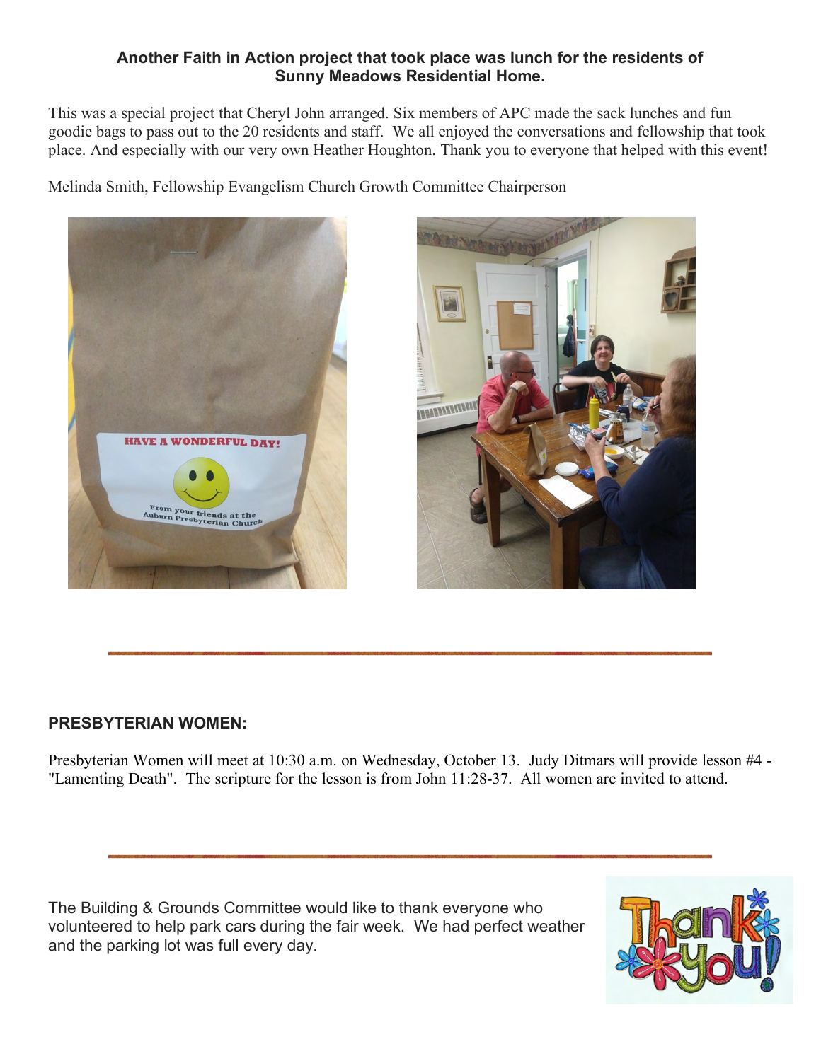**Another Faith in Action project that took place was lunch for the residents of Sunny Meadows Residential Home.**

This was a special project that Cheryl John arranged. Six members of APC made the sack lunches and fun goodie bags to pass out to the 20 residents and staff. We all enjoyed the conversations and fellowship that took place. And especially with our very own Heather Houghton. Thank you to everyone that helped with this event!

Melinda Smith, Fellowship Evangelism Church Growth Committee Chairperson

---

## PRESBYTERIAN WOMEN:

Presbyterian Women will meet at 10:30 a.m. on Wednesday, October 13. Judy Ditmars will provide lesson #4 - "Lamenting Death". The scripture for the lesson is from John 11:28-37. All women are invited to attend.

---

The Building & Grounds Committee would like to thank everyone who volunteered to help park cars during the fair week. We had perfect weather and the parking lot was full every day.